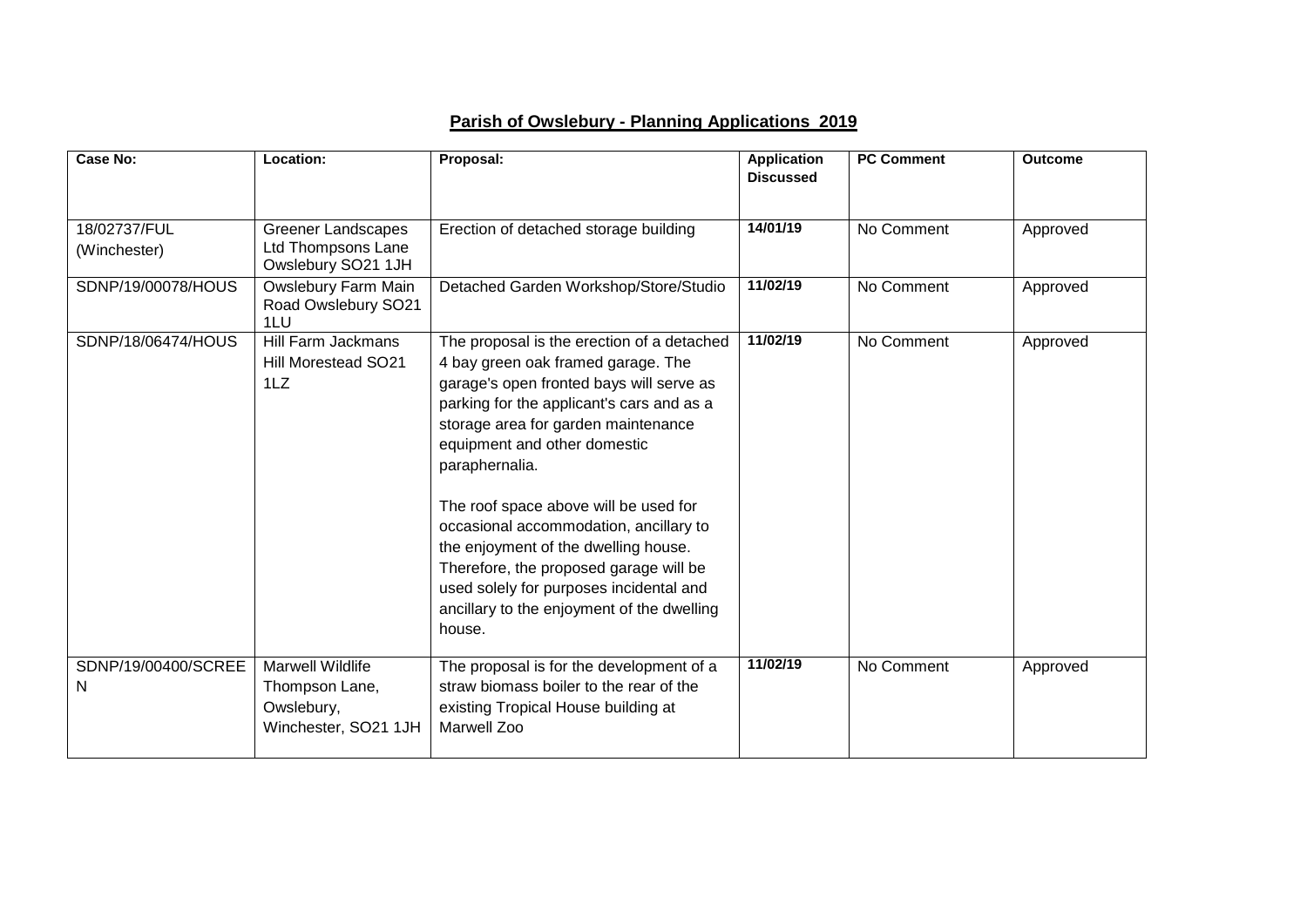# **Parish of Owslebury - Planning Applications 2019**

| Case No: | Location: | Proposal: | Application Discussed | PC Comment | Outcome |
|---|---|---|---|---|---|
| 18/02737/FUL (Winchester) | Greener Landscapes Ltd Thompsons Lane Owslebury SO21 1JH | Erection of detached storage building | 14/01/19 | No Comment | Approved |
| SDNP/19/00078/HOUS | Owslebury Farm Main Road Owslebury SO21 1LU | Detached Garden Workshop/Store/Studio | 11/02/19 | No Comment | Approved |
| SDNP/18/06474/HOUS | Hill Farm Jackmans Hill Morestead SO21 1LZ | The proposal is the erection of a detached 4 bay green oak framed garage. The garage's open fronted bays will serve as parking for the applicant's cars and as a storage area for garden maintenance equipment and other domestic paraphernalia.<br><br>The roof space above will be used for occasional accommodation, ancillary to the enjoyment of the dwelling house. Therefore, the proposed garage will be used solely for purposes incidental and ancillary to the enjoyment of the dwelling house. | 11/02/19 | No Comment | Approved |
| SDNP/19/00400/SCREEN | Marwell Wildlife Thompson Lane, Owslebury, Winchester, SO21 1JH | The proposal is for the development of a straw biomass boiler to the rear of the existing Tropical House building at Marwell Zoo | 11/02/19 | No Comment | Approved |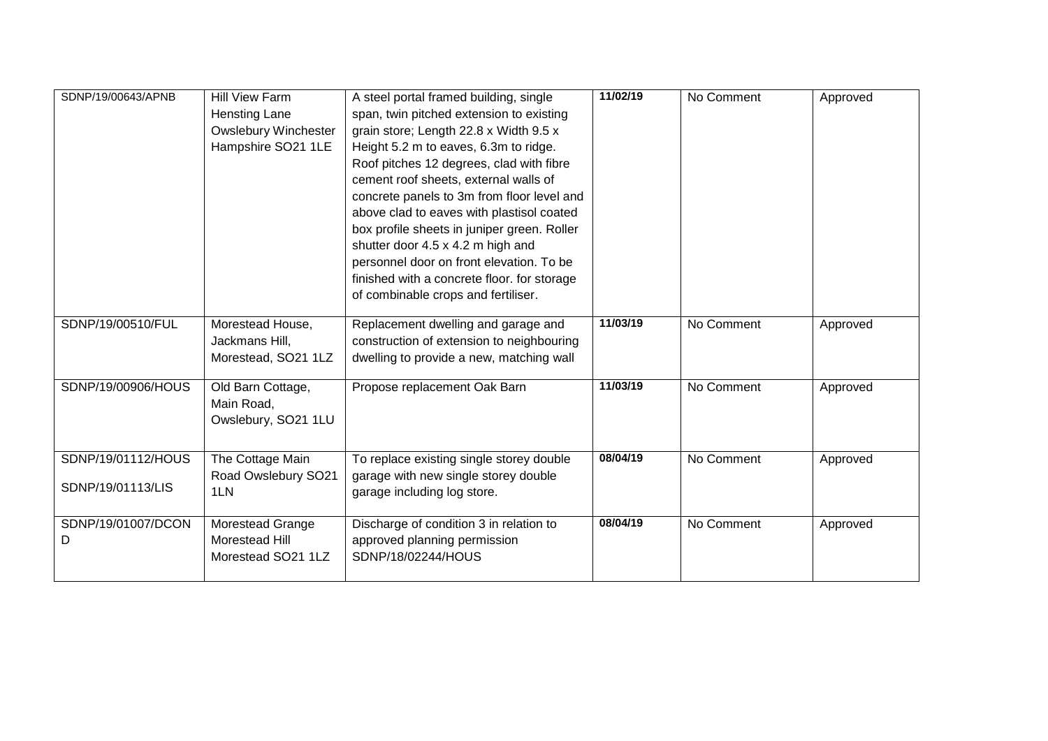| SDNP/19/00643/APNB | Hill View Farm Hensting Lane Owslebury Winchester Hampshire SO21 1LE | A steel portal framed building, single span, twin pitched extension to existing grain store; Length 22.8 x Width 9.5 x Height 5.2 m to eaves, 6.3m to ridge. Roof pitches 12 degrees, clad with fibre cement roof sheets, external walls of concrete panels to 3m from floor level and above clad to eaves with plastisol coated box profile sheets in juniper green. Roller shutter door 4.5 x 4.2 m high and personnel door on front elevation. To be finished with a concrete floor. for storage of combinable crops and fertiliser. | 11/02/19 | No Comment | Approved |
|---|---|---|---|---|---|
| SDNP/19/00510/FUL | Morestead House, Jackmans Hill, Morestead, SO21 1LZ | Replacement dwelling and garage and construction of extension to neighbouring dwelling to provide a new, matching wall | 11/03/19 | No Comment | Approved |
| SDNP/19/00906/HOUS | Old Barn Cottage, Main Road, Owslebury, SO21 1LU | Propose replacement Oak Barn | 11/03/19 | No Comment | Approved |
| SDNP/19/01112/HOUS<br>SDNP/19/01113/LIS | The Cottage Main Road Owslebury SO21 1LN | To replace existing single storey double garage with new single storey double garage including log store. | 08/04/19 | No Comment | Approved |
| SDNP/19/01007/DCOND | Morestead Grange Morestead Hill Morestead SO21 1LZ | Discharge of condition 3 in relation to approved planning permission SDNP/18/02244/HOUS | 08/04/19 | No Comment | Approved |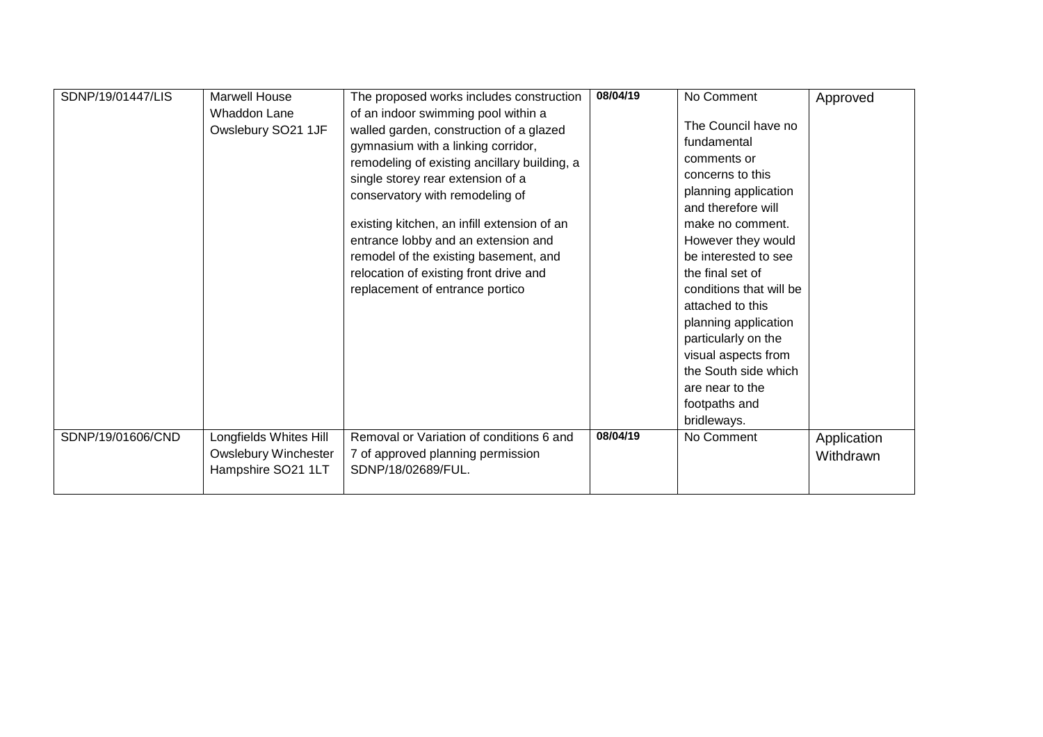| | | | | | |
|---|---|---|---|---|---|
| SDNP/19/01447/LIS | Marwell House Whaddon Lane Owslebury SO21 1JF | The proposed works includes construction of an indoor swimming pool within a walled garden, construction of a glazed gymnasium with a linking corridor, remodeling of existing ancillary building, a single storey rear extension of a conservatory with remodeling of existing kitchen, an infill extension of an entrance lobby and an extension and remodel of the existing basement, and relocation of existing front drive and replacement of entrance portico | **08/04/19** | No Comment<br><br>The Council have no fundamental comments or concerns to this planning application and therefore will make no comment. However they would be interested to see the final set of conditions that will be attached to this planning application particularly on the visual aspects from the South side which are near to the footpaths and bridleways. | Approved |
| SDNP/19/01606/CND | Longfields Whites Hill Owslebury Winchester Hampshire SO21 1LT | Removal or Variation of conditions 6 and 7 of approved planning permission SDNP/18/02689/FUL. | **08/04/19** | No Comment | Application Withdrawn |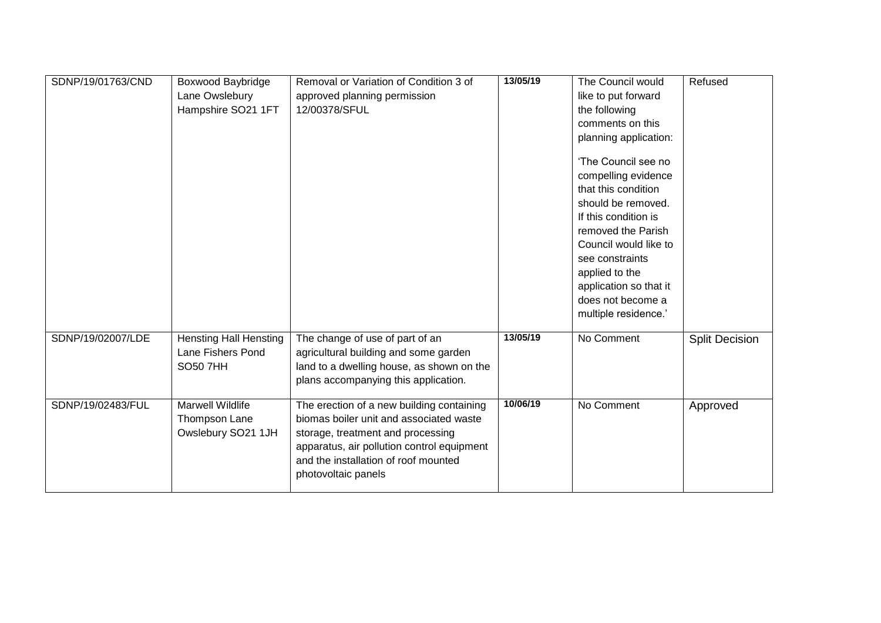| | | | | | |
|---|---|---|---|---|---|
| SDNP/19/01763/CND | Boxwood Baybridge Lane Owslebury Hampshire SO21 1FT | Removal or Variation of Condition 3 of approved planning permission 12/00378/SFUL | **13/05/19** | The Council would like to put forward the following comments on this planning application:<br><br>'The Council see no compelling evidence that this condition should be removed. If this condition is removed the Parish Council would like to see constraints applied to the application so that it does not become a multiple residence.' | Refused |
| SDNP/19/02007/LDE | Hensting Hall Hensting Lane Fishers Pond SO50 7HH | The change of use of part of an agricultural building and some garden land to a dwelling house, as shown on the plans accompanying this application. | **13/05/19** | No Comment | Split Decision |
| SDNP/19/02483/FUL | Marwell Wildlife Thompson Lane Owslebury SO21 1JH | The erection of a new building containing biomas boiler unit and associated waste storage, treatment and processing apparatus, air pollution control equipment and the installation of roof mounted photovoltaic panels | **10/06/19** | No Comment | Approved |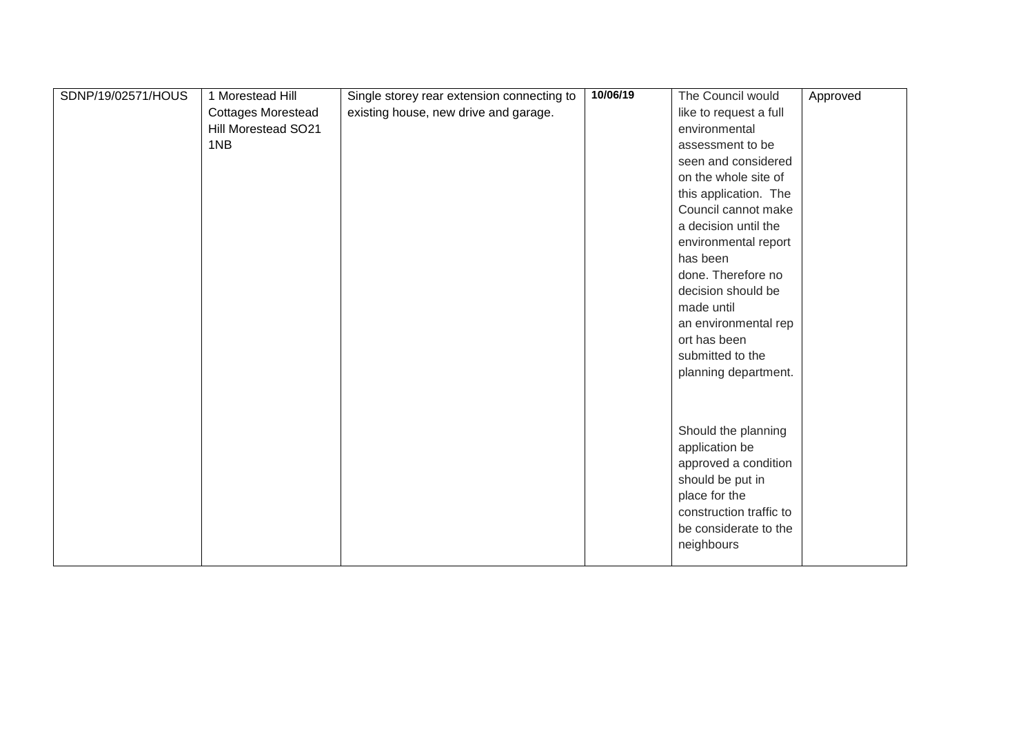| | | | | | |
|---|---|---|---|---|---|
| SDNP/19/02571/HOUS | 1 Morestead Hill Cottages Morestead Hill Morestead SO21 1NB | Single storey rear extension connecting to existing house, new drive and garage. | **10/06/19** | The Council would like to request a full environmental assessment to be seen and considered on the whole site of this application. The Council cannot make a decision until the environmental report has been done. Therefore no decision should be made until an environmental report has been submitted to the planning department.<br><br>Should the planning application be approved a condition should be put in place for the construction traffic to be considerate to the neighbours | Approved |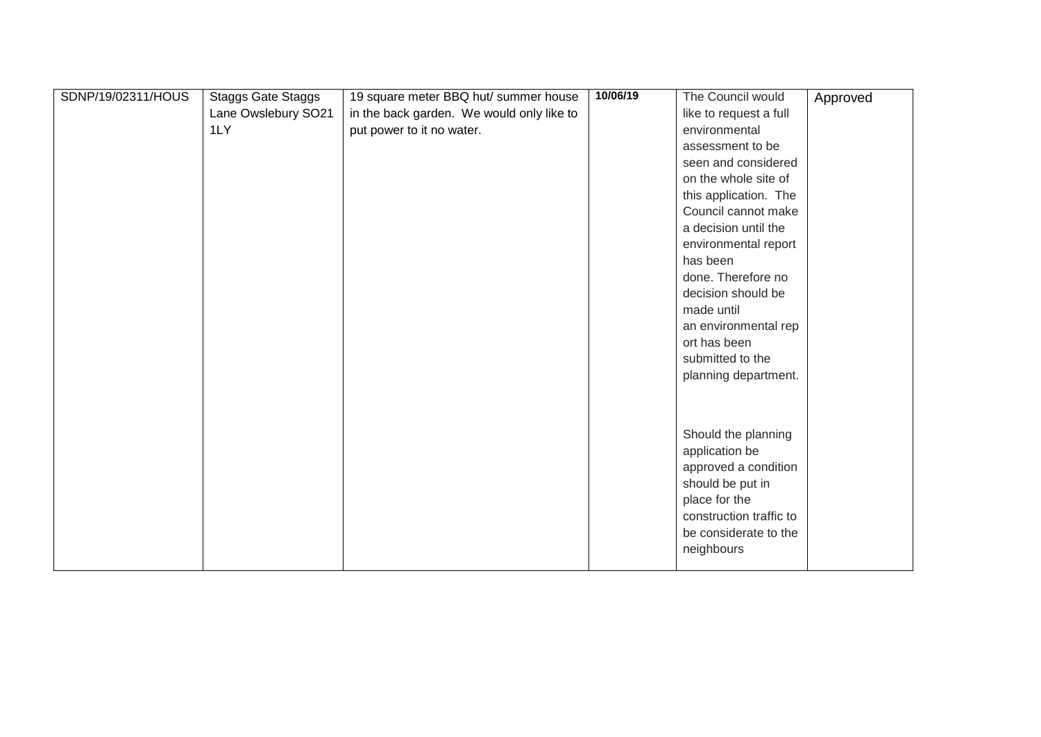| SDNP/19/02311/HOUS | Staggs Gate Staggs Lane Owslebury SO21 1LY | 19 square meter BBQ hut/ summer house in the back garden. We would only like to put power to it no water. | 10/06/19 | The Council would like to request a full environmental assessment to be seen and considered on the whole site of this application. The Council cannot make a decision until the environmental report has been done. Therefore no decision should be made until an environmental report has been submitted to the planning department.<br><br>Should the planning application be approved a condition should be put in place for the construction traffic to be considerate to the neighbours | Approved |
|---|---|---|---|---|---|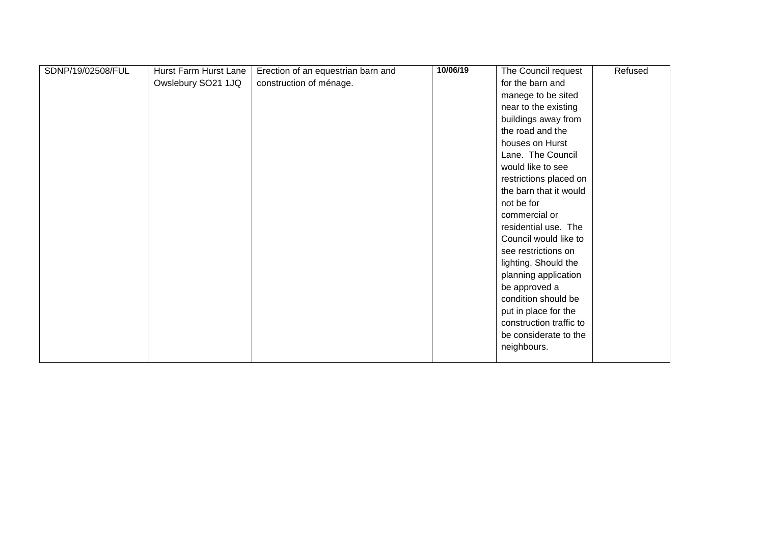| SDNP/19/02508/FUL | Hurst Farm Hurst Lane Owslebury SO21 1JQ | Erection of an equestrian barn and construction of ménage. | **10/06/19** | The Council request for the barn and manege to be sited near to the existing buildings away from the road and the houses on Hurst Lane. The Council would like to see restrictions placed on the barn that it would not be for commercial or residential use. The Council would like to see restrictions on lighting. Should the planning application be approved a condition should be put in place for the construction traffic to be considerate to the neighbours. | Refused |
|---|---|---|---|---|---|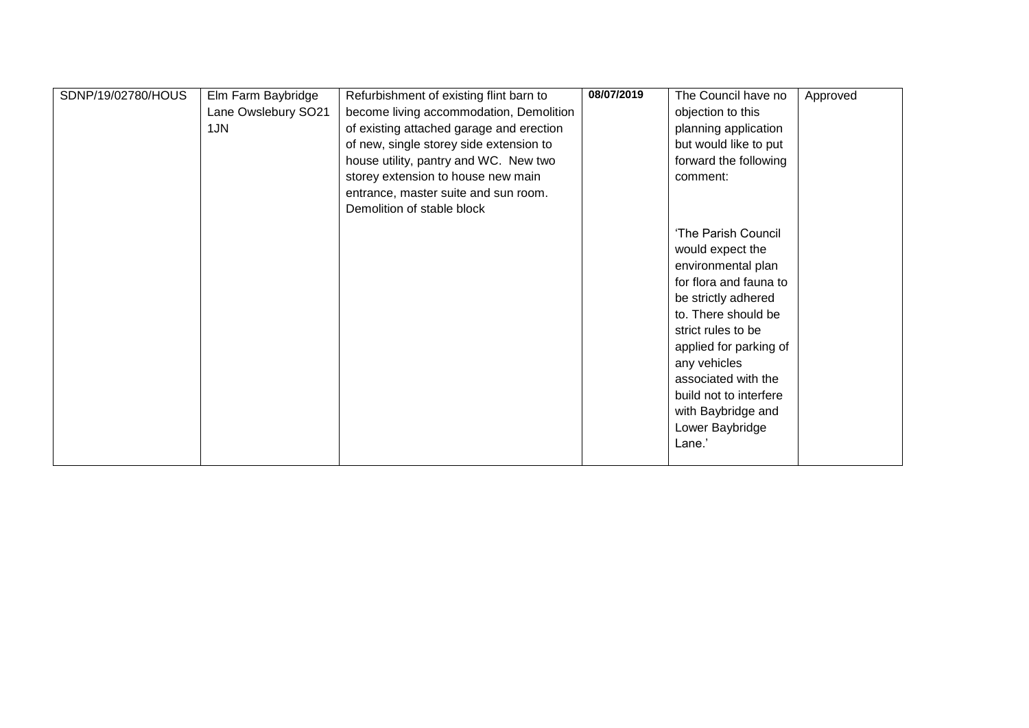| SDNP/19/02780/HOUS | Elm Farm Baybridge Lane Owslebury SO21 1JN | Refurbishment of existing flint barn to become living accommodation, Demolition of existing attached garage and erection of new, single storey side extension to house utility, pantry and WC. New two storey extension to house new main entrance, master suite and sun room. Demolition of stable block | **08/07/2019** | The Council have no objection to this planning application but would like to put forward the following comment:<br><br>'The Parish Council would expect the environmental plan for flora and fauna to be strictly adhered to. There should be strict rules to be applied for parking of any vehicles associated with the build not to interfere with Baybridge and Lower Baybridge Lane.' | Approved |
|---|---|---|---|---|---|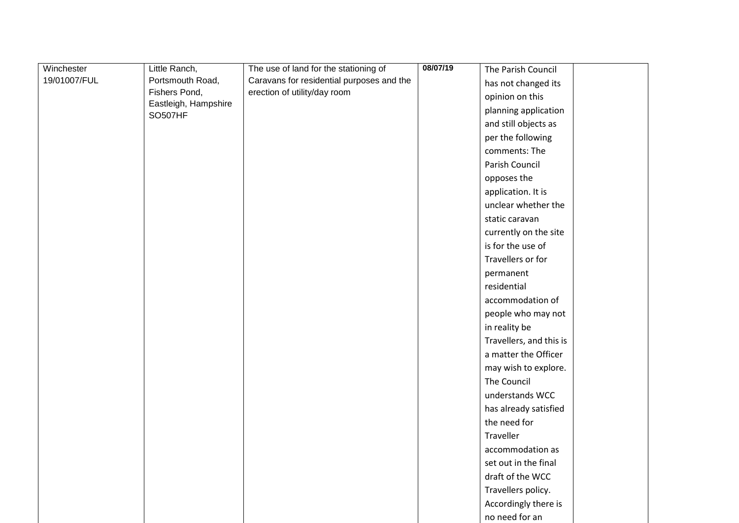| Winchester 19/01007/FUL | Little Ranch, Portsmouth Road, Fishers Pond, Eastleigh, Hampshire SO507HF | The use of land for the stationing of Caravans for residential purposes and the erection of utility/day room | **08/07/19** | The Parish Council has not changed its opinion on this planning application and still objects as per the following comments: The Parish Council opposes the application. It is unclear whether the static caravan currently on the site is for the use of Travellers or for permanent residential accommodation of people who may not in reality be Travellers, and this is a matter the Officer may wish to explore. The Council understands WCC has already satisfied the need for Traveller accommodation as set out in the final draft of the WCC Travellers policy. Accordingly there is no need for an | |
|---|---|---|---|---|---|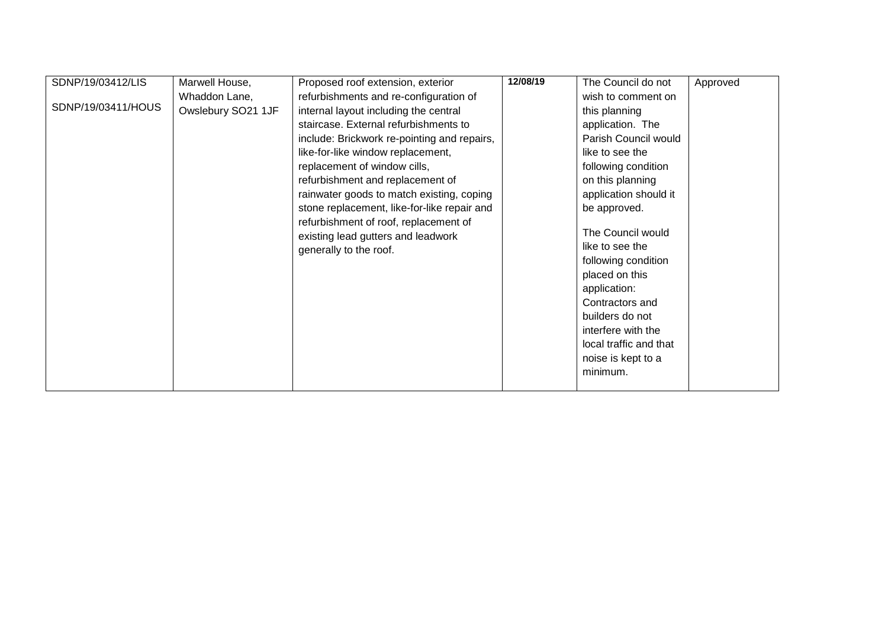| | | | | | |
|---|---|---|---|---|---|
| SDNP/19/03412/LIS<br><br>SDNP/19/03411/HOUS | Marwell House, Whaddon Lane, Owslebury SO21 1JF | Proposed roof extension, exterior refurbishments and re-configuration of internal layout including the central staircase. External refurbishments to include: Brickwork re-pointing and repairs, like-for-like window replacement, replacement of window cills, refurbishment and replacement of rainwater goods to match existing, coping stone replacement, like-for-like repair and refurbishment of roof, replacement of existing lead gutters and leadwork generally to the roof. | **12/08/19** | The Council do not wish to comment on this planning application. The Parish Council would like to see the following condition on this planning application should it be approved.<br><br>The Council would like to see the following condition placed on this application: Contractors and builders do not interfere with the local traffic and that noise is kept to a minimum. | Approved |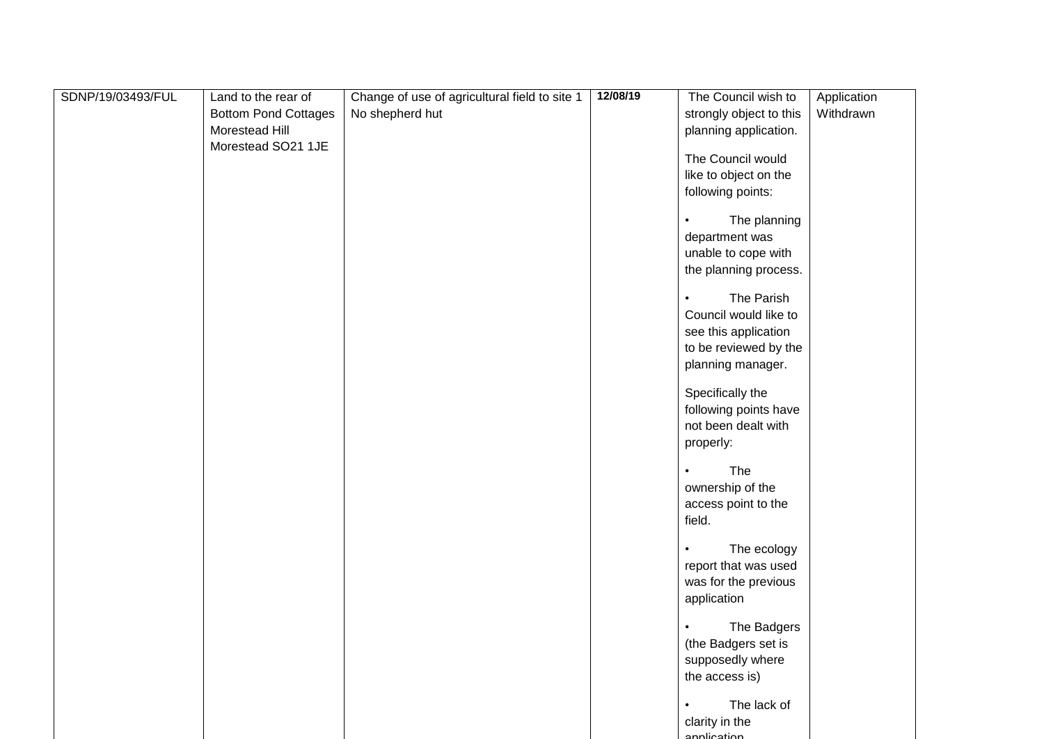| SDNP/19/03493/FUL | Land to the rear of Bottom Pond Cottages Morestead Hill Morestead SO21 1JE | Change of use of agricultural field to site 1 No shepherd hut | **12/08/19** | The Council wish to strongly object to this planning application.<br><br>The Council would like to object on the following points:<br><br>• The planning department was unable to cope with the planning process.<br><br>• The Parish Council would like to see this application to be reviewed by the planning manager.<br><br>Specifically the following points have not been dealt with properly:<br><br>• The ownership of the access point to the field.<br><br>• The ecology report that was used was for the previous application<br><br>• The Badgers (the Badgers set is supposedly where the access is)<br><br>• The lack of clarity in the application | Application Withdrawn |
|---|---|---|---|---|---|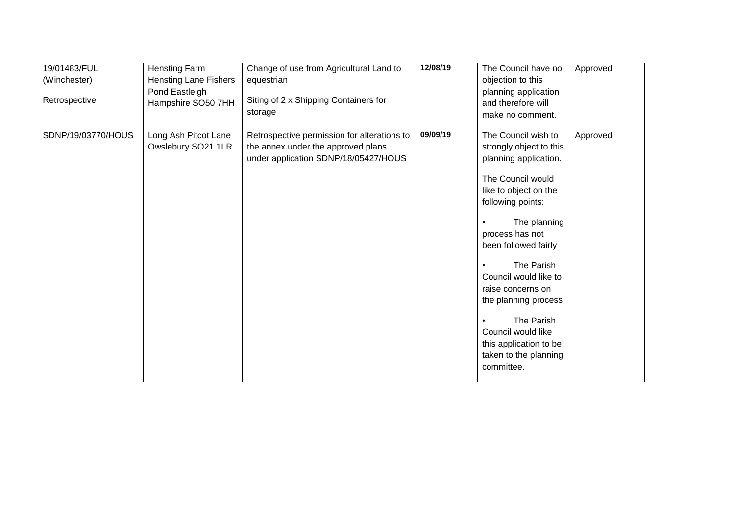| | | | | | |
|---|---|---|---|---|---|
| 19/01483/FUL (Winchester)<br><br>Retrospective | Hensting Farm Hensting Lane Fishers Pond Eastleigh Hampshire SO50 7HH | Change of use from Agricultural Land to equestrian<br><br>Siting of 2 x Shipping Containers for storage | **12/08/19** | The Council have no objection to this planning application and therefore will make no comment. | Approved |
| SDNP/19/03770/HOUS | Long Ash Pitcot Lane Owslebury SO21 1LR | Retrospective permission for alterations to the annex under the approved plans under application SDNP/18/05427/HOUS | **09/09/19** | The Council wish to strongly object to this planning application.<br><br>The Council would like to object on the following points:<br><br>• The planning process has not been followed fairly<br><br>• The Parish Council would like to raise concerns on the planning process<br><br>• The Parish Council would like this application to be taken to the planning committee. | Approved |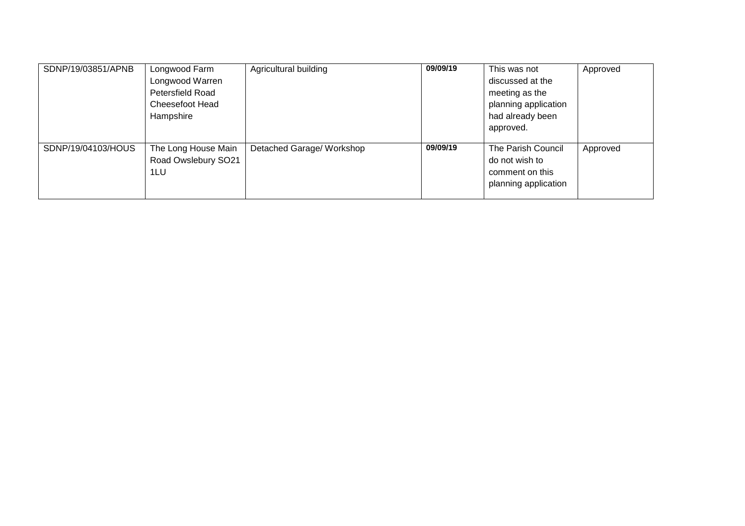| | | | | | |
|---|---|---|---|---|---|
| SDNP/19/03851/APNB | Longwood Farm Longwood Warren Petersfield Road Cheesefoot Head Hampshire | Agricultural building | **09/09/19** | This was not discussed at the meeting as the planning application had already been approved. | Approved |
| SDNP/19/04103/HOUS | The Long House Main Road Owslebury SO21 1LU | Detached Garage/ Workshop | **09/09/19** | The Parish Council do not wish to comment on this planning application | Approved |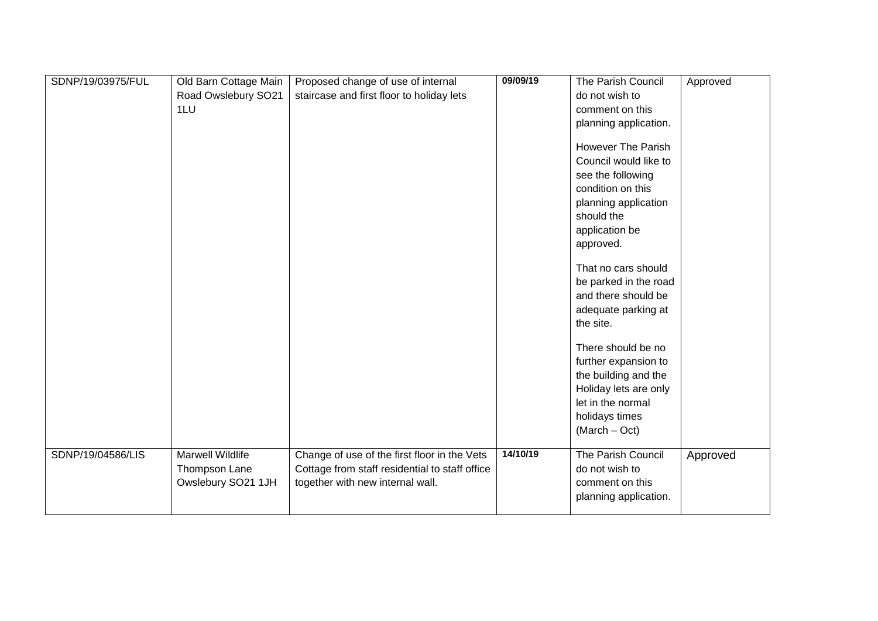| | | | | | |
|---|---|---|---|---|---|
| SDNP/19/03975/FUL | Old Barn Cottage Main Road Owslebury SO21 1LU | Proposed change of use of internal staircase and first floor to holiday lets | **09/09/19** | The Parish Council do not wish to comment on this planning application.<br><br>However The Parish Council would like to see the following condition on this planning application should the application be approved.<br><br>That no cars should be parked in the road and there should be adequate parking at the site.<br><br>There should be no further expansion to the building and the Holiday lets are only let in the normal holidays times (March – Oct) | Approved |
| SDNP/19/04586/LIS | Marwell Wildlife Thompson Lane Owslebury SO21 1JH | Change of use of the first floor in the Vets Cottage from staff residential to staff office together with new internal wall. | **14/10/19** | The Parish Council do not wish to comment on this planning application. | Approved |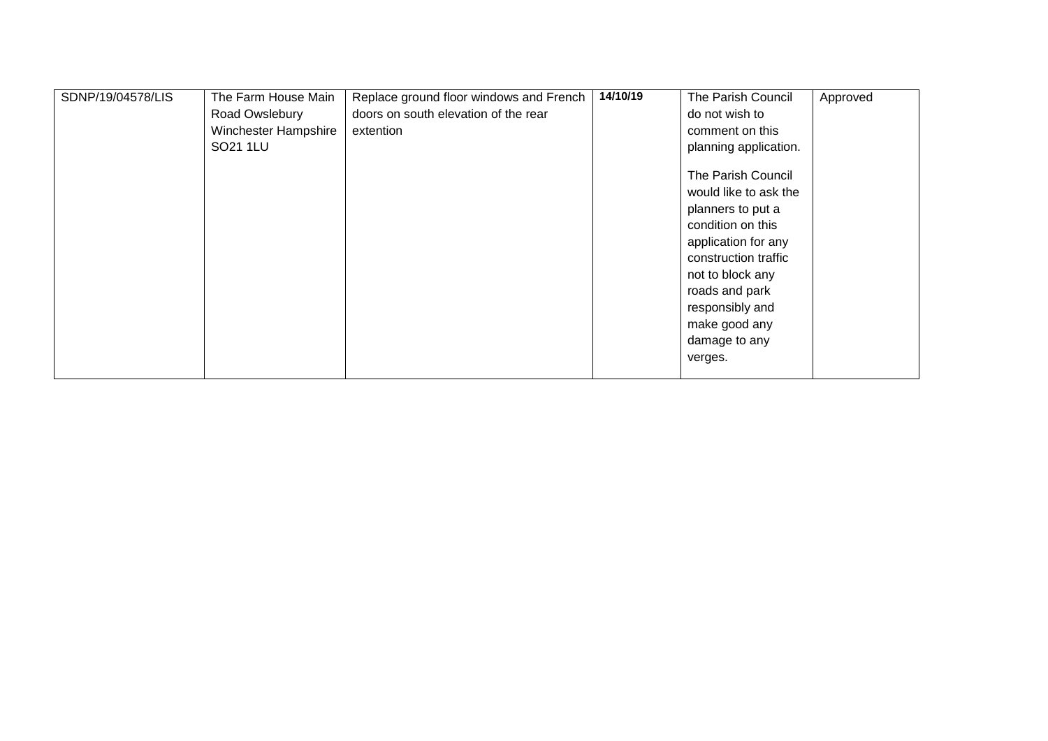| | | | | | |
|---|---|---|---|---|---|
| SDNP/19/04578/LIS | The Farm House Main Road Owslebury Winchester Hampshire SO21 1LU | Replace ground floor windows and French doors on south elevation of the rear extention | **14/10/19** | The Parish Council do not wish to comment on this planning application.<br><br>The Parish Council would like to ask the planners to put a condition on this application for any construction traffic not to block any roads and park responsibly and make good any damage to any verges. | Approved |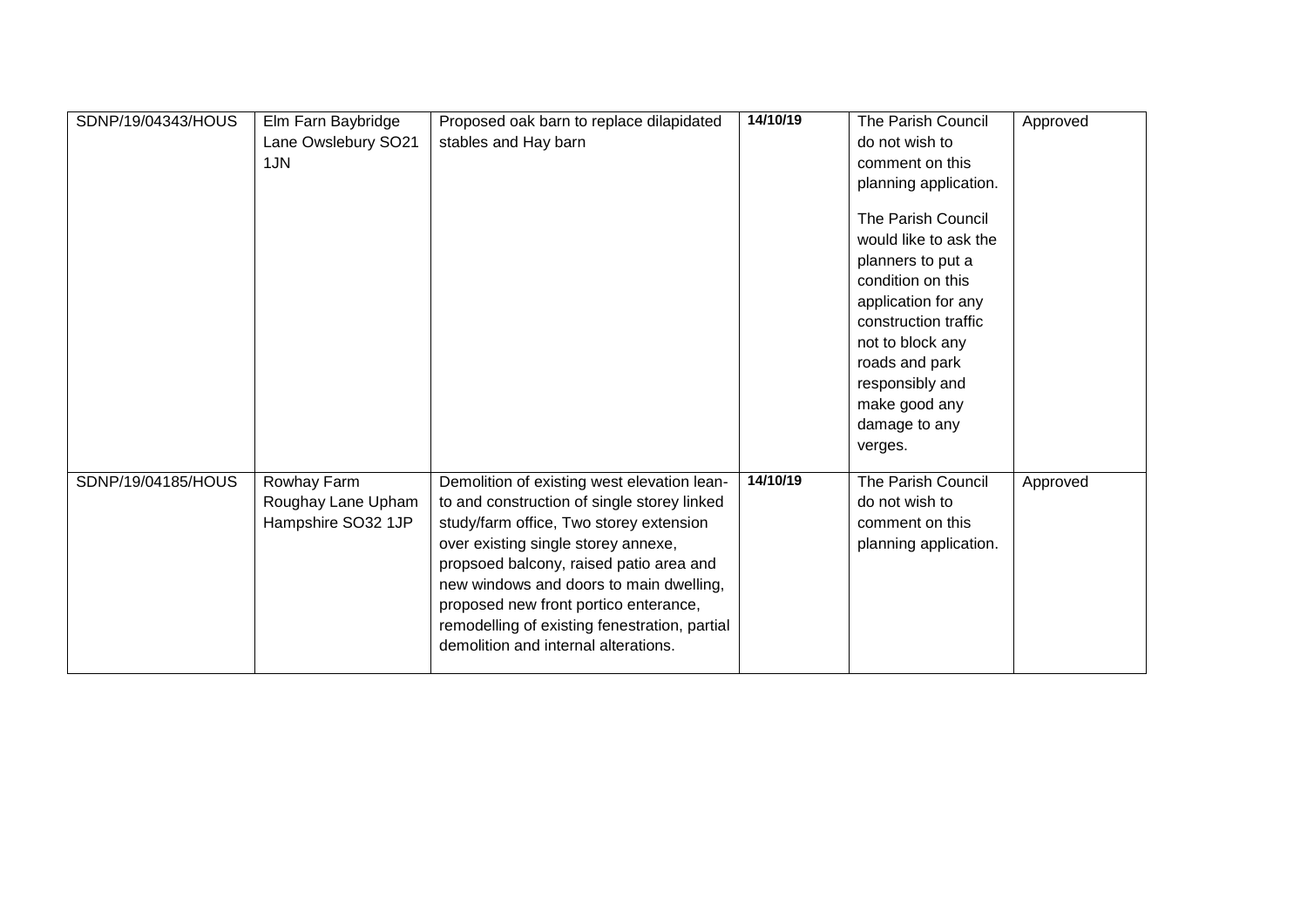| | | | | | |
|---|---|---|---|---|---|
| SDNP/19/04343/HOUS | Elm Farn Baybridge Lane Owslebury SO21 1JN | Proposed oak barn to replace dilapidated stables and Hay barn | **14/10/19** | The Parish Council do not wish to comment on this planning application.<br><br>The Parish Council would like to ask the planners to put a condition on this application for any construction traffic not to block any roads and park responsibly and make good any damage to any verges. | Approved |
| SDNP/19/04185/HOUS | Rowhay Farm Roughay Lane Upham Hampshire SO32 1JP | Demolition of existing west elevation lean-to and construction of single storey linked study/farm office, Two storey extension over existing single storey annexe, propsoed balcony, raised patio area and new windows and doors to main dwelling, proposed new front portico enterance, remodelling of existing fenestration, partial demolition and internal alterations. | **14/10/19** | The Parish Council do not wish to comment on this planning application. | Approved |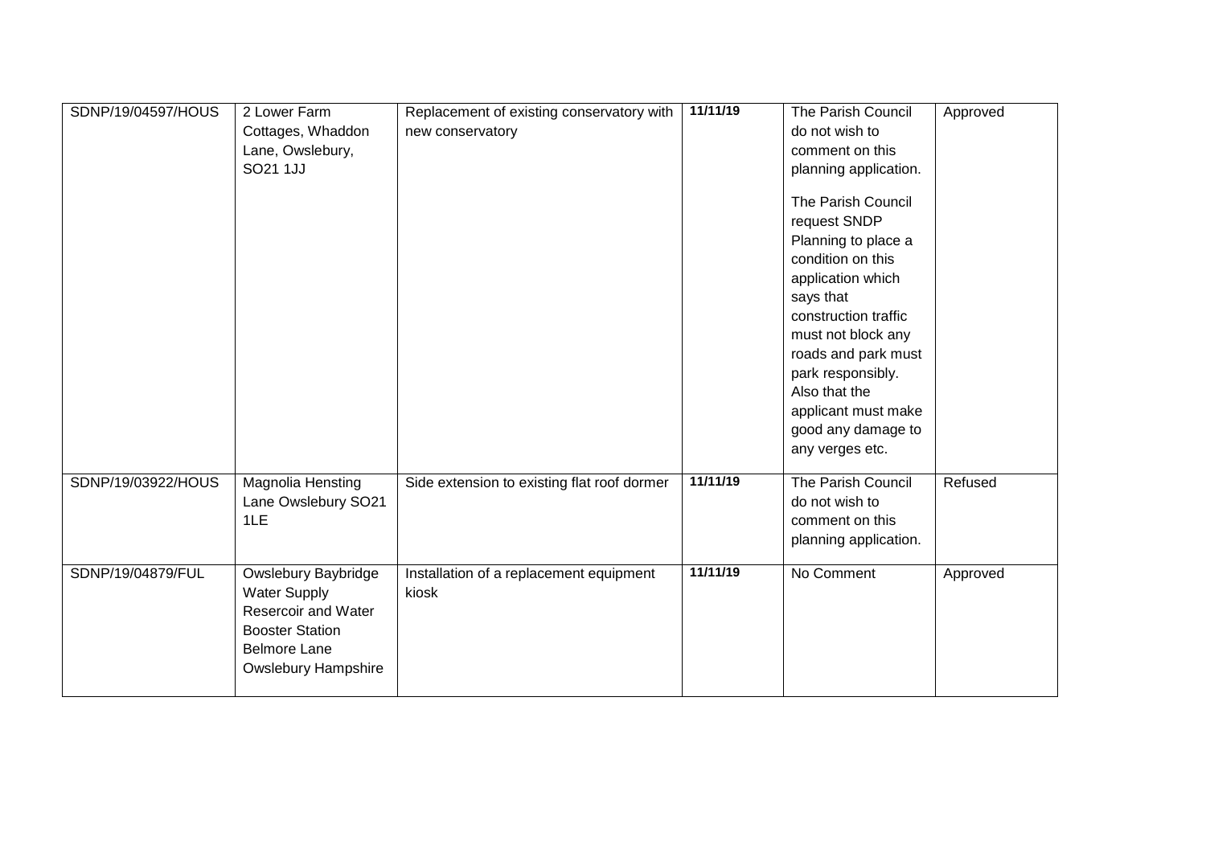| SDNP/19/04597/HOUS | 2 Lower Farm Cottages, Whaddon Lane, Owslebury, SO21 1JJ | Replacement of existing conservatory with new conservatory | 11/11/19 | The Parish Council do not wish to comment on this planning application.<br><br>The Parish Council request SNDP Planning to place a condition on this application which says that construction traffic must not block any roads and park must park responsibly. Also that the applicant must make good any damage to any verges etc. | Approved |
|---|---|---|---|---|---|
| SDNP/19/03922/HOUS | Magnolia Hensting Lane Owslebury SO21 1LE | Side extension to existing flat roof dormer | 11/11/19 | The Parish Council do not wish to comment on this planning application. | Refused |
| SDNP/19/04879/FUL | Owslebury Baybridge Water Supply Resercoir and Water Booster Station Belmore Lane Owslebury Hampshire | Installation of a replacement equipment kiosk | 11/11/19 | No Comment | Approved |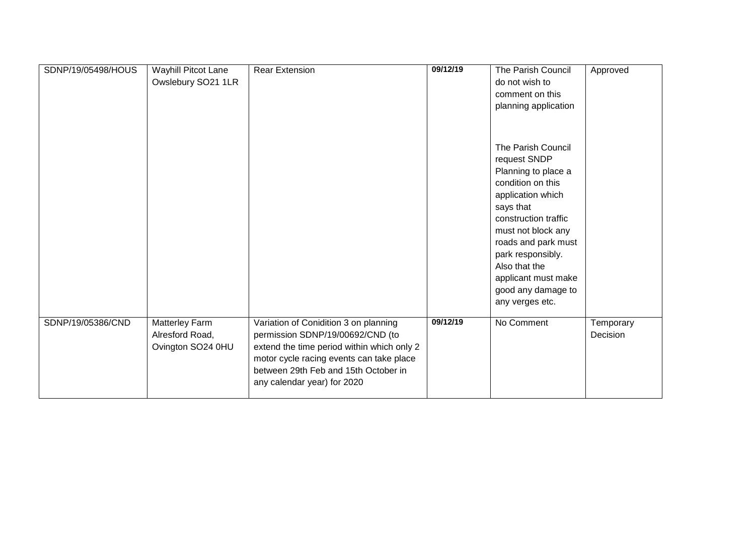| | | | | | |
|---|---|---|---|---|---|
| SDNP/19/05498/HOUS | Wayhill Pitcot Lane Owslebury SO21 1LR | Rear Extension | **09/12/19** | The Parish Council do not wish to comment on this planning application<br><br>The Parish Council request SNDP Planning to place a condition on this application which says that construction traffic must not block any roads and park must park responsibly. Also that the applicant must make good any damage to any verges etc. | Approved |
| SDNP/19/05386/CND | Matterley Farm Alresford Road, Ovington SO24 0HU | Variation of Conidition 3 on planning permission SDNP/19/00692/CND (to extend the time period within which only 2 motor cycle racing events can take place between 29th Feb and 15th October in any calendar year) for 2020 | **09/12/19** | No Comment | Temporary Decision |